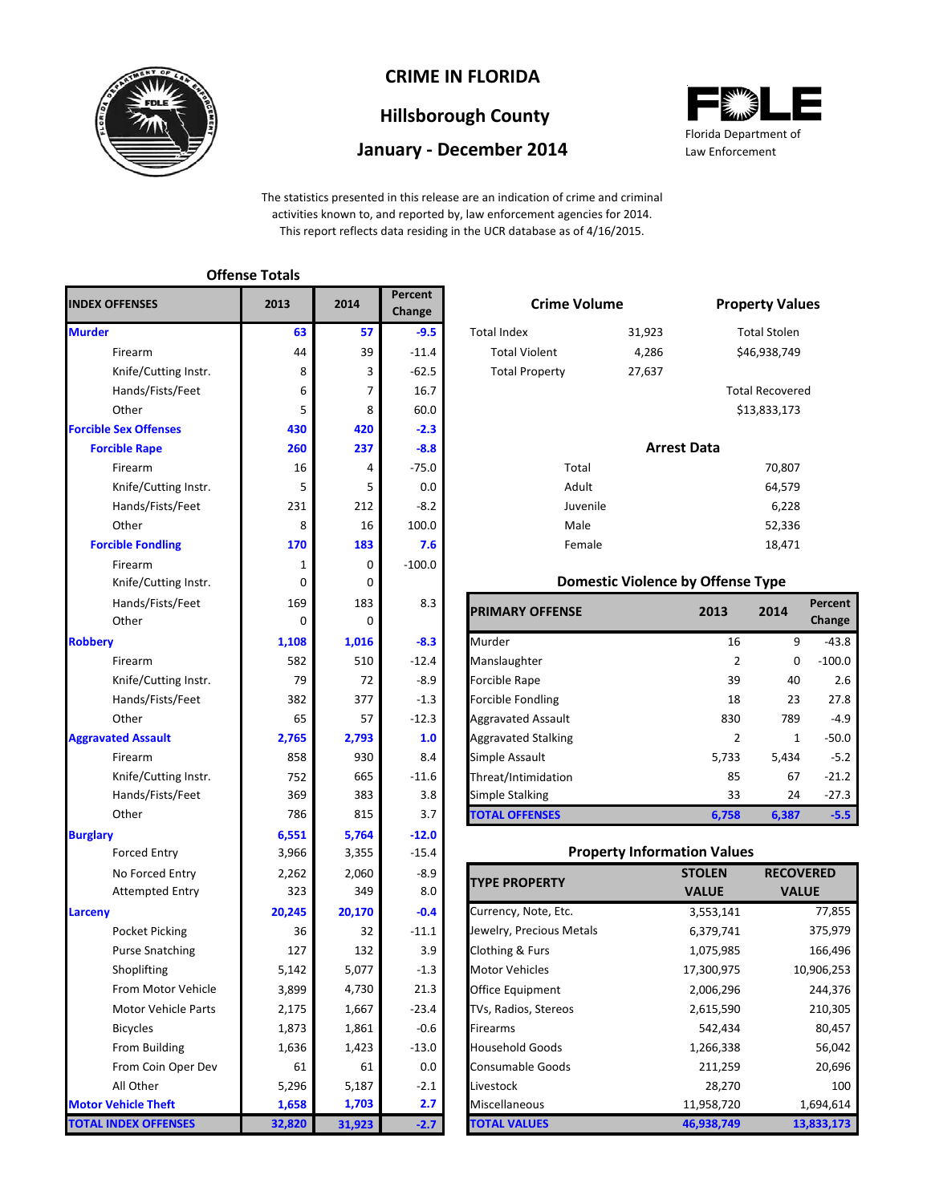# CRIME IN FLORIDA

## Hillsborough County

## January - December 2014

Florida Department of Law Enforcement

The statistics presented in this release are an indication of crime and criminal activities known to, and reported by, law enforcement agencies for 2014. This report reflects data residing in the UCR database as of 4/16/2015.

### Offense Totals

| INDEX OFFENSES | 2013 | 2014 | Percent Change |
|---|---|---|---|
| **Murder** | **63** | **57** | **-9.5** |
| Firearm | 44 | 39 | -11.4 |
| Knife/Cutting Instr. | 8 | 3 | -62.5 |
| Hands/Fists/Feet | 6 | 7 | 16.7 |
| Other | 5 | 8 | 60.0 |
| **Forcible Sex Offenses** | **430** | **420** | **-2.3** |
| **Forcible Rape** | **260** | **237** | **-8.8** |
| Firearm | 16 | 4 | -75.0 |
| Knife/Cutting Instr. | 5 | 5 | 0.0 |
| Hands/Fists/Feet | 231 | 212 | -8.2 |
| Other | 8 | 16 | 100.0 |
| **Forcible Fondling** | **170** | **183** | **7.6** |
| Firearm | 1 | 0 | -100.0 |
| Knife/Cutting Instr. | 0 | 0 | |
| Hands/Fists/Feet | 169 | 183 | 8.3 |
| Other | 0 | 0 | |
| **Robbery** | **1,108** | **1,016** | **-8.3** |
| Firearm | 582 | 510 | -12.4 |
| Knife/Cutting Instr. | 79 | 72 | -8.9 |
| Hands/Fists/Feet | 382 | 377 | -1.3 |
| Other | 65 | 57 | -12.3 |
| **Aggravated Assault** | **2,765** | **2,793** | **1.0** |
| Firearm | 858 | 930 | 8.4 |
| Knife/Cutting Instr. | 752 | 665 | -11.6 |
| Hands/Fists/Feet | 369 | 383 | 3.8 |
| Other | 786 | 815 | 3.7 |
| **Burglary** | **6,551** | **5,764** | **-12.0** |
| Forced Entry | 3,966 | 3,355 | -15.4 |
| No Forced Entry | 2,262 | 2,060 | -8.9 |
| Attempted Entry | 323 | 349 | 8.0 |
| **Larceny** | **20,245** | **20,170** | **-0.4** |
| Pocket Picking | 36 | 32 | -11.1 |
| Purse Snatching | 127 | 132 | 3.9 |
| Shoplifting | 5,142 | 5,077 | -1.3 |
| From Motor Vehicle | 3,899 | 4,730 | 21.3 |
| Motor Vehicle Parts | 2,175 | 1,667 | -23.4 |
| Bicycles | 1,873 | 1,861 | -0.6 |
| From Building | 1,636 | 1,423 | -13.0 |
| From Coin Oper Dev | 61 | 61 | 0.0 |
| All Other | 5,296 | 5,187 | -2.1 |
| **Motor Vehicle Theft** | **1,658** | **1,703** | **2.7** |
| **TOTAL INDEX OFFENSES** | **32,820** | **31,923** | **-2.7** |

### Crime Volume

| | |
|---|---|
| Total Index | 31,923 |
| Total Violent | 4,286 |
| Total Property | 27,637 |

### Property Values

| | |
|---|---|
| Total Stolen | $46,938,749 |
| Total Recovered | $13,833,173 |

### Arrest Data

| | |
|---|---|
| Total | 70,807 |
| Adult | 64,579 |
| Juvenile | 6,228 |
| Male | 52,336 |
| Female | 18,471 |

### Domestic Violence by Offense Type

| PRIMARY OFFENSE | 2013 | 2014 | Percent Change |
|---|---|---|---|
| Murder | 16 | 9 | -43.8 |
| Manslaughter | 2 | 0 | -100.0 |
| Forcible Rape | 39 | 40 | 2.6 |
| Forcible Fondling | 18 | 23 | 27.8 |
| Aggravated Assault | 830 | 789 | -4.9 |
| Aggravated Stalking | 2 | 1 | -50.0 |
| Simple Assault | 5,733 | 5,434 | -5.2 |
| Threat/Intimidation | 85 | 67 | -21.2 |
| Simple Stalking | 33 | 24 | -27.3 |
| **TOTAL OFFENSES** | **6,758** | **6,387** | **-5.5** |

### Property Information Values

| TYPE PROPERTY | STOLEN VALUE | RECOVERED VALUE |
|---|---|---|
| Currency, Note, Etc. | 3,553,141 | 77,855 |
| Jewelry, Precious Metals | 6,379,741 | 375,979 |
| Clothing & Furs | 1,075,985 | 166,496 |
| Motor Vehicles | 17,300,975 | 10,906,253 |
| Office Equipment | 2,006,296 | 244,376 |
| TVs, Radios, Stereos | 2,615,590 | 210,305 |
| Firearms | 542,434 | 80,457 |
| Household Goods | 1,266,338 | 56,042 |
| Consumable Goods | 211,259 | 20,696 |
| Livestock | 28,270 | 100 |
| Miscellaneous | 11,958,720 | 1,694,614 |
| **TOTAL VALUES** | **46,938,749** | **13,833,173** |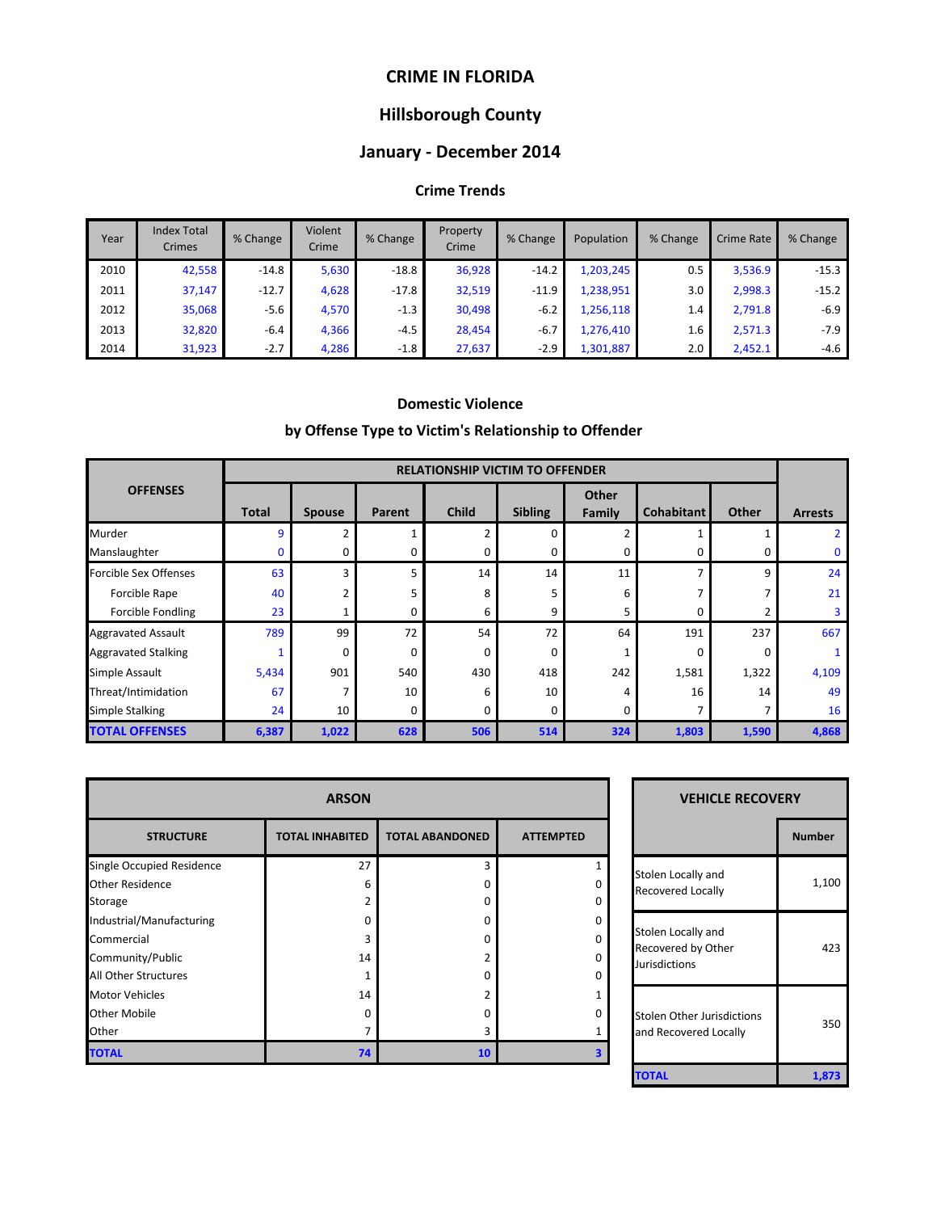# CRIME IN FLORIDA

## Hillsborough County

## January - December 2014

### Crime Trends

| Year | Index Total Crimes | % Change | Violent Crime | % Change | Property Crime | % Change | Population | % Change | Crime Rate | % Change |
|---|---|---|---|---|---|---|---|---|---|---|
| 2010 | 42,558 | -14.8 | 5,630 | -18.8 | 36,928 | -14.2 | 1,203,245 | 0.5 | 3,536.9 | -15.3 |
| 2011 | 37,147 | -12.7 | 4,628 | -17.8 | 32,519 | -11.9 | 1,238,951 | 3.0 | 2,998.3 | -15.2 |
| 2012 | 35,068 | -5.6 | 4,570 | -1.3 | 30,498 | -6.2 | 1,256,118 | 1.4 | 2,791.8 | -6.9 |
| 2013 | 32,820 | -6.4 | 4,366 | -4.5 | 28,454 | -6.7 | 1,276,410 | 1.6 | 2,571.3 | -7.9 |
| 2014 | 31,923 | -2.7 | 4,286 | -1.8 | 27,637 | -2.9 | 1,301,887 | 2.0 | 2,452.1 | -4.6 |

### Domestic Violence

### by Offense Type to Victim's Relationship to Offender

| OFFENSES | RELATIONSHIP VICTIM TO OFFENDER | | | | | | | | |
|---|---|---|---|---|---|---|---|---|---|
| | Total | Spouse | Parent | Child | Sibling | Other Family | Cohabitant | Other | Arrests |
| Murder | 9 | 2 | 1 | 2 | 0 | 2 | 1 | 1 | 2 |
| Manslaughter | 0 | 0 | 0 | 0 | 0 | 0 | 0 | 0 | 0 |
| Forcible Sex Offenses | 63 | 3 | 5 | 14 | 14 | 11 | 7 | 9 | 24 |
| Forcible Rape | 40 | 2 | 5 | 8 | 5 | 6 | 7 | 7 | 21 |
| Forcible Fondling | 23 | 1 | 0 | 6 | 9 | 5 | 0 | 2 | 3 |
| Aggravated Assault | 789 | 99 | 72 | 54 | 72 | 64 | 191 | 237 | 667 |
| Aggravated Stalking | 1 | 0 | 0 | 0 | 0 | 1 | 0 | 0 | 1 |
| Simple Assault | 5,434 | 901 | 540 | 430 | 418 | 242 | 1,581 | 1,322 | 4,109 |
| Threat/Intimidation | 67 | 7 | 10 | 6 | 10 | 4 | 16 | 14 | 49 |
| Simple Stalking | 24 | 10 | 0 | 0 | 0 | 0 | 7 | 7 | 16 |
| **TOTAL OFFENSES** | **6,387** | **1,022** | **628** | **506** | **514** | **324** | **1,803** | **1,590** | **4,868** |

| ARSON | | | |
|---|---|---|---|
| STRUCTURE | TOTAL INHABITED | TOTAL ABANDONED | ATTEMPTED |
| Single Occupied Residence | 27 | 3 | 1 |
| Other Residence | 6 | 0 | 0 |
| Storage | 2 | 0 | 0 |
| Industrial/Manufacturing | 0 | 0 | 0 |
| Commercial | 3 | 0 | 0 |
| Community/Public | 14 | 2 | 0 |
| All Other Structures | 1 | 0 | 0 |
| Motor Vehicles | 14 | 2 | 1 |
| Other Mobile | 0 | 0 | 0 |
| Other | 7 | 3 | 1 |
| **TOTAL** | **74** | **10** | **3** |

| VEHICLE RECOVERY | |
|---|---|
| | Number |
| Stolen Locally and Recovered Locally | 1,100 |
| Stolen Locally and Recovered by Other Jurisdictions | 423 |
| Stolen Other Jurisdictions and Recovered Locally | 350 |
| **TOTAL** | **1,873** |